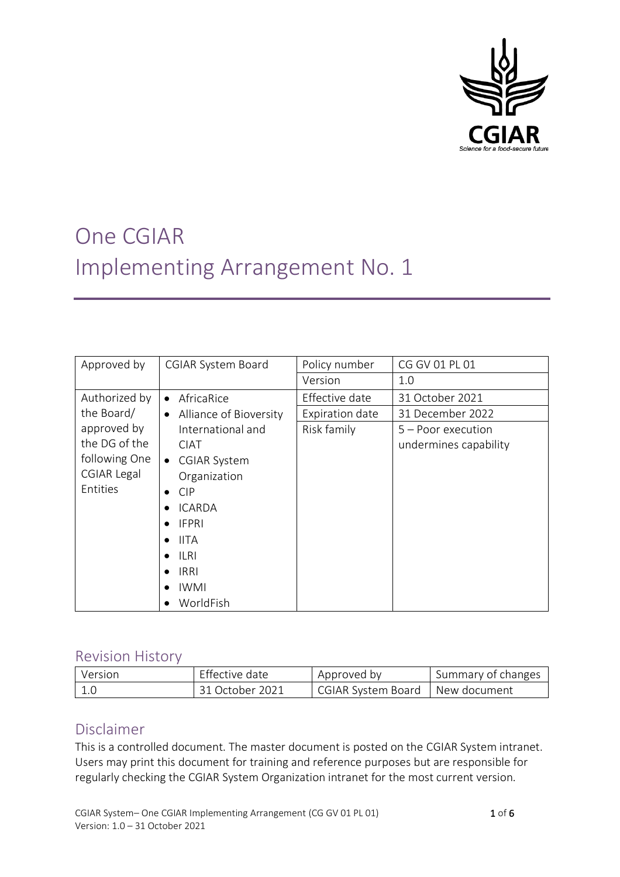# One CGIAR
# Implementing Arrangement No. 1

| Approved by | CGIAR System Board | Policy number | CG GV 01 PL 01 |
|---|---|---|---|
| | | Version | 1.0 |
| Authorized by the Board/ approved by the DG of the following One CGIAR Legal Entities | • AfricaRice<br>• Alliance of Bioversity International and CIAT<br>• CGIAR System Organization<br>• CIP<br>• ICARDA<br>• IFPRI<br>• IITA<br>• ILRI<br>• IRRI<br>• IWMI<br>• WorldFish | Effective date | 31 October 2021 |
| | | Expiration date | 31 December 2022 |
| | | Risk family | 5 – Poor execution undermines capability |

## Revision History

| Version | Effective date | Approved by | Summary of changes |
|---|---|---|---|
| 1.0 | 31 October 2021 | CGIAR System Board | New document |

## Disclaimer

This is a controlled document. The master document is posted on the CGIAR System intranet. Users may print this document for training and reference purposes but are responsible for regularly checking the CGIAR System Organization intranet for the most current version.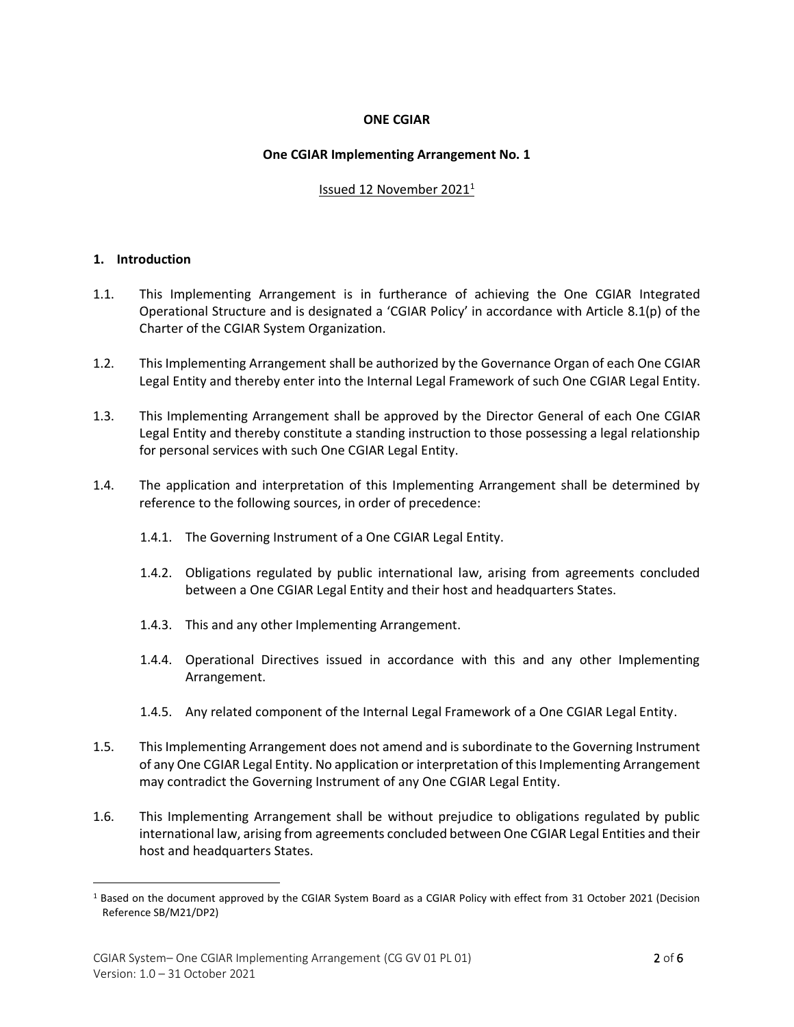**ONE CGIAR**

**One CGIAR Implementing Arrangement No. 1**

Issued 12 November 2021[1]

## 1. Introduction

1.1. This Implementing Arrangement is in furtherance of achieving the One CGIAR Integrated Operational Structure and is designated a 'CGIAR Policy' in accordance with Article 8.1(p) of the Charter of the CGIAR System Organization.

1.2. This Implementing Arrangement shall be authorized by the Governance Organ of each One CGIAR Legal Entity and thereby enter into the Internal Legal Framework of such One CGIAR Legal Entity.

1.3. This Implementing Arrangement shall be approved by the Director General of each One CGIAR Legal Entity and thereby constitute a standing instruction to those possessing a legal relationship for personal services with such One CGIAR Legal Entity.

1.4. The application and interpretation of this Implementing Arrangement shall be determined by reference to the following sources, in order of precedence:

1.4.1. The Governing Instrument of a One CGIAR Legal Entity.

1.4.2. Obligations regulated by public international law, arising from agreements concluded between a One CGIAR Legal Entity and their host and headquarters States.

1.4.3. This and any other Implementing Arrangement.

1.4.4. Operational Directives issued in accordance with this and any other Implementing Arrangement.

1.4.5. Any related component of the Internal Legal Framework of a One CGIAR Legal Entity.

1.5. This Implementing Arrangement does not amend and is subordinate to the Governing Instrument of any One CGIAR Legal Entity. No application or interpretation of this Implementing Arrangement may contradict the Governing Instrument of any One CGIAR Legal Entity.

1.6. This Implementing Arrangement shall be without prejudice to obligations regulated by public international law, arising from agreements concluded between One CGIAR Legal Entities and their host and headquarters States.

[1] Based on the document approved by the CGIAR System Board as a CGIAR Policy with effect from 31 October 2021 (Decision Reference SB/M21/DP2)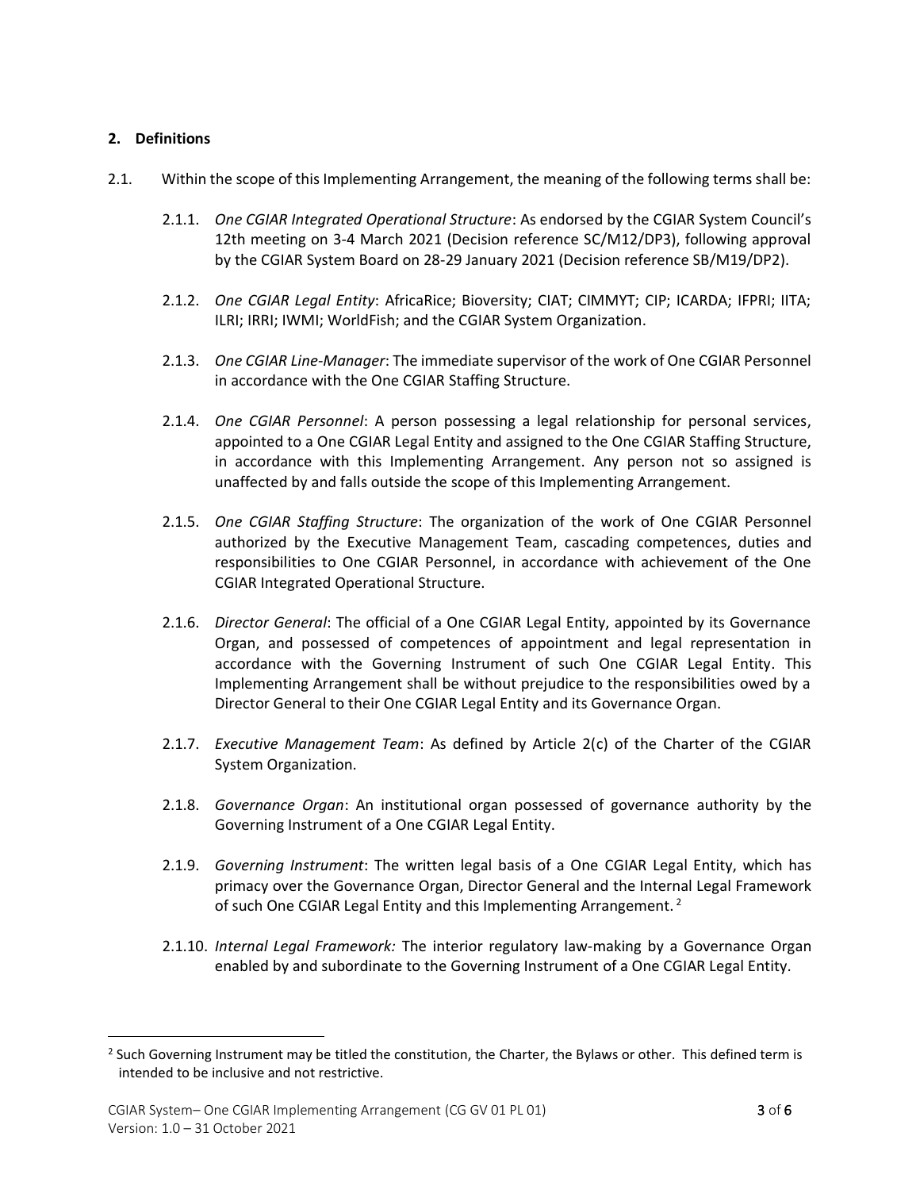## 2. Definitions

2.1. Within the scope of this Implementing Arrangement, the meaning of the following terms shall be:

2.1.1. *One CGIAR Integrated Operational Structure*: As endorsed by the CGIAR System Council's 12th meeting on 3-4 March 2021 (Decision reference SC/M12/DP3), following approval by the CGIAR System Board on 28-29 January 2021 (Decision reference SB/M19/DP2).

2.1.2. *One CGIAR Legal Entity*: AfricaRice; Bioversity; CIAT; CIMMYT; CIP; ICARDA; IFPRI; IITA; ILRI; IRRI; IWMI; WorldFish; and the CGIAR System Organization.

2.1.3. *One CGIAR Line-Manager*: The immediate supervisor of the work of One CGIAR Personnel in accordance with the One CGIAR Staffing Structure.

2.1.4. *One CGIAR Personnel*: A person possessing a legal relationship for personal services, appointed to a One CGIAR Legal Entity and assigned to the One CGIAR Staffing Structure, in accordance with this Implementing Arrangement. Any person not so assigned is unaffected by and falls outside the scope of this Implementing Arrangement.

2.1.5. *One CGIAR Staffing Structure*: The organization of the work of One CGIAR Personnel authorized by the Executive Management Team, cascading competences, duties and responsibilities to One CGIAR Personnel, in accordance with achievement of the One CGIAR Integrated Operational Structure.

2.1.6. *Director General*: The official of a One CGIAR Legal Entity, appointed by its Governance Organ, and possessed of competences of appointment and legal representation in accordance with the Governing Instrument of such One CGIAR Legal Entity. This Implementing Arrangement shall be without prejudice to the responsibilities owed by a Director General to their One CGIAR Legal Entity and its Governance Organ.

2.1.7. *Executive Management Team*: As defined by Article 2(c) of the Charter of the CGIAR System Organization.

2.1.8. *Governance Organ*: An institutional organ possessed of governance authority by the Governing Instrument of a One CGIAR Legal Entity.

2.1.9. *Governing Instrument*: The written legal basis of a One CGIAR Legal Entity, which has primacy over the Governance Organ, Director General and the Internal Legal Framework of such One CGIAR Legal Entity and this Implementing Arrangement. [2]

2.1.10. *Internal Legal Framework:* The interior regulatory law-making by a Governance Organ enabled by and subordinate to the Governing Instrument of a One CGIAR Legal Entity.

---

[2] Such Governing Instrument may be titled the constitution, the Charter, the Bylaws or other. This defined term is intended to be inclusive and not restrictive.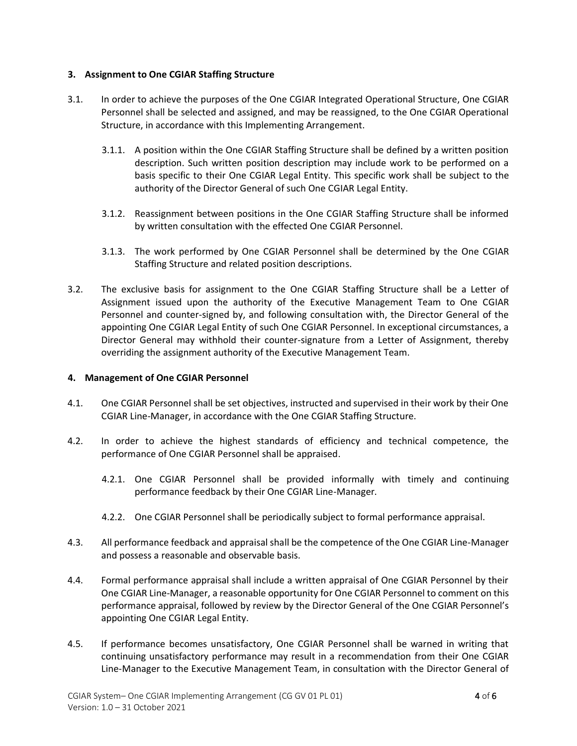### 3. Assignment to One CGIAR Staffing Structure

3.1. In order to achieve the purposes of the One CGIAR Integrated Operational Structure, One CGIAR Personnel shall be selected and assigned, and may be reassigned, to the One CGIAR Operational Structure, in accordance with this Implementing Arrangement.

3.1.1. A position within the One CGIAR Staffing Structure shall be defined by a written position description. Such written position description may include work to be performed on a basis specific to their One CGIAR Legal Entity. This specific work shall be subject to the authority of the Director General of such One CGIAR Legal Entity.

3.1.2. Reassignment between positions in the One CGIAR Staffing Structure shall be informed by written consultation with the effected One CGIAR Personnel.

3.1.3. The work performed by One CGIAR Personnel shall be determined by the One CGIAR Staffing Structure and related position descriptions.

3.2. The exclusive basis for assignment to the One CGIAR Staffing Structure shall be a Letter of Assignment issued upon the authority of the Executive Management Team to One CGIAR Personnel and counter-signed by, and following consultation with, the Director General of the appointing One CGIAR Legal Entity of such One CGIAR Personnel. In exceptional circumstances, a Director General may withhold their counter-signature from a Letter of Assignment, thereby overriding the assignment authority of the Executive Management Team.

### 4. Management of One CGIAR Personnel

4.1. One CGIAR Personnel shall be set objectives, instructed and supervised in their work by their One CGIAR Line-Manager, in accordance with the One CGIAR Staffing Structure.

4.2. In order to achieve the highest standards of efficiency and technical competence, the performance of One CGIAR Personnel shall be appraised.

4.2.1. One CGIAR Personnel shall be provided informally with timely and continuing performance feedback by their One CGIAR Line-Manager.

4.2.2. One CGIAR Personnel shall be periodically subject to formal performance appraisal.

4.3. All performance feedback and appraisal shall be the competence of the One CGIAR Line-Manager and possess a reasonable and observable basis.

4.4. Formal performance appraisal shall include a written appraisal of One CGIAR Personnel by their One CGIAR Line-Manager, a reasonable opportunity for One CGIAR Personnel to comment on this performance appraisal, followed by review by the Director General of the One CGIAR Personnel's appointing One CGIAR Legal Entity.

4.5. If performance becomes unsatisfactory, One CGIAR Personnel shall be warned in writing that continuing unsatisfactory performance may result in a recommendation from their One CGIAR Line-Manager to the Executive Management Team, in consultation with the Director General of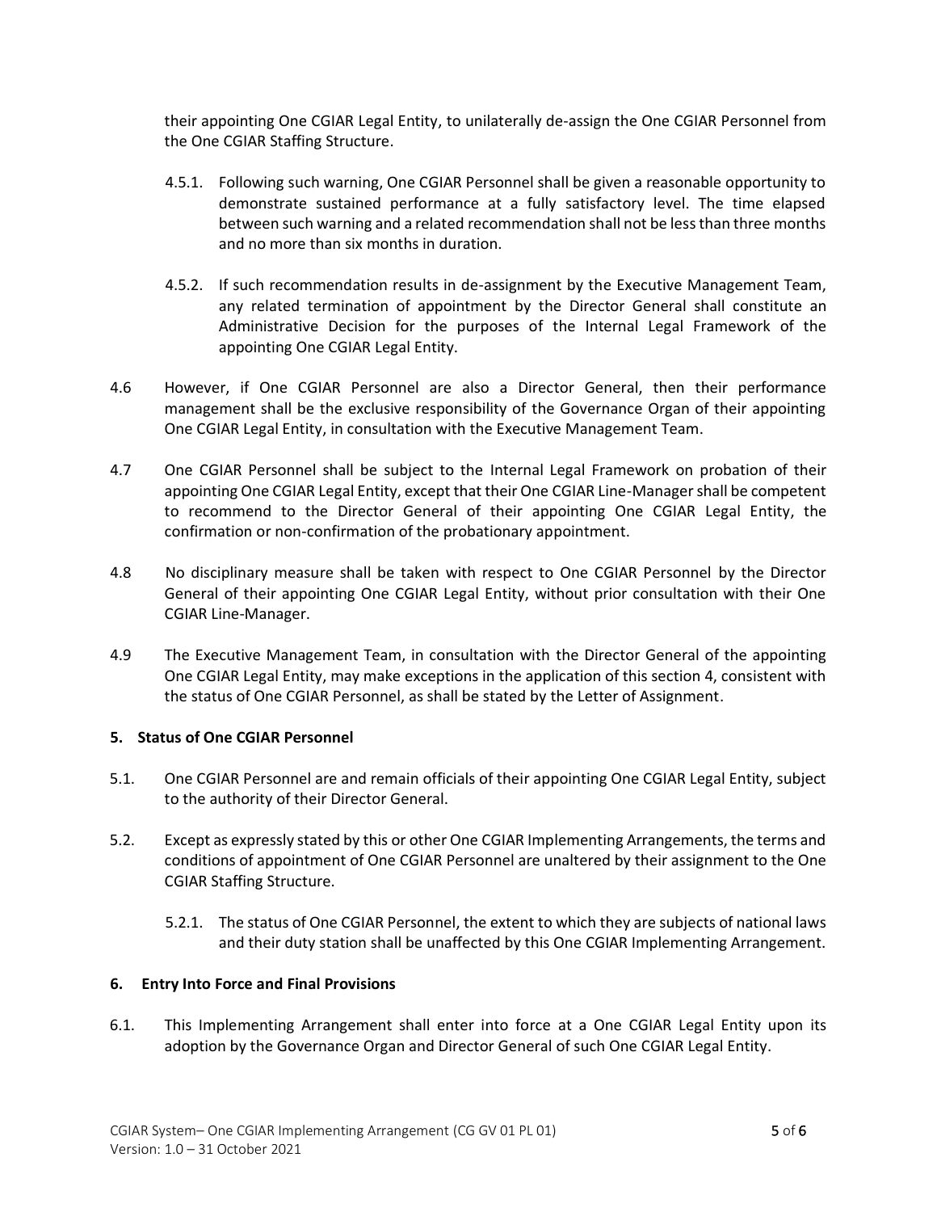their appointing One CGIAR Legal Entity, to unilaterally de-assign the One CGIAR Personnel from the One CGIAR Staffing Structure.

4.5.1. Following such warning, One CGIAR Personnel shall be given a reasonable opportunity to demonstrate sustained performance at a fully satisfactory level. The time elapsed between such warning and a related recommendation shall not be less than three months and no more than six months in duration.

4.5.2. If such recommendation results in de-assignment by the Executive Management Team, any related termination of appointment by the Director General shall constitute an Administrative Decision for the purposes of the Internal Legal Framework of the appointing One CGIAR Legal Entity.

4.6 However, if One CGIAR Personnel are also a Director General, then their performance management shall be the exclusive responsibility of the Governance Organ of their appointing One CGIAR Legal Entity, in consultation with the Executive Management Team.

4.7 One CGIAR Personnel shall be subject to the Internal Legal Framework on probation of their appointing One CGIAR Legal Entity, except that their One CGIAR Line-Manager shall be competent to recommend to the Director General of their appointing One CGIAR Legal Entity, the confirmation or non-confirmation of the probationary appointment.

4.8 No disciplinary measure shall be taken with respect to One CGIAR Personnel by the Director General of their appointing One CGIAR Legal Entity, without prior consultation with their One CGIAR Line-Manager.

4.9 The Executive Management Team, in consultation with the Director General of the appointing One CGIAR Legal Entity, may make exceptions in the application of this section 4, consistent with the status of One CGIAR Personnel, as shall be stated by the Letter of Assignment.

### 5. Status of One CGIAR Personnel

5.1. One CGIAR Personnel are and remain officials of their appointing One CGIAR Legal Entity, subject to the authority of their Director General.

5.2. Except as expressly stated by this or other One CGIAR Implementing Arrangements, the terms and conditions of appointment of One CGIAR Personnel are unaltered by their assignment to the One CGIAR Staffing Structure.

5.2.1. The status of One CGIAR Personnel, the extent to which they are subjects of national laws and their duty station shall be unaffected by this One CGIAR Implementing Arrangement.

### 6. Entry Into Force and Final Provisions

6.1. This Implementing Arrangement shall enter into force at a One CGIAR Legal Entity upon its adoption by the Governance Organ and Director General of such One CGIAR Legal Entity.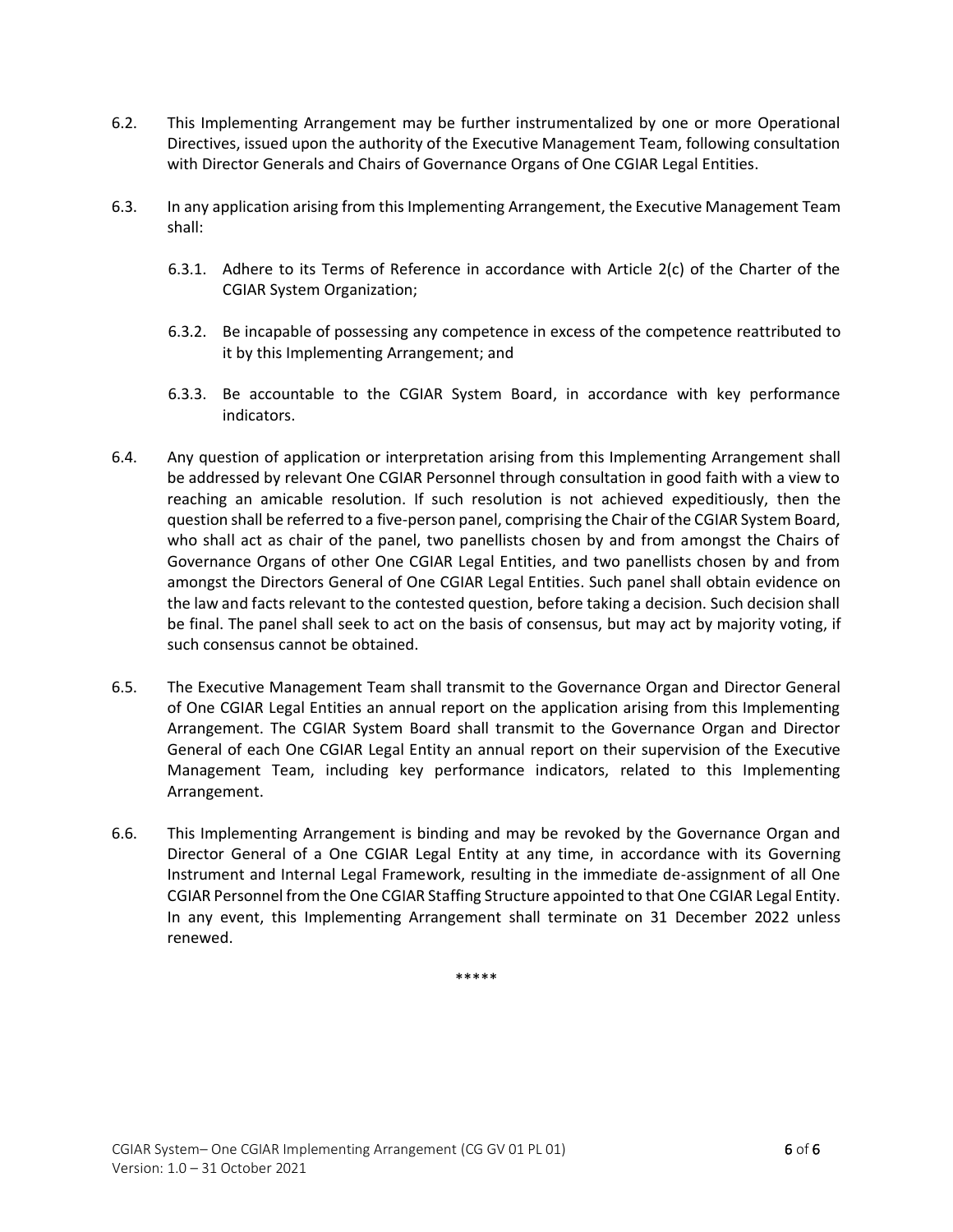6.2. This Implementing Arrangement may be further instrumentalized by one or more Operational Directives, issued upon the authority of the Executive Management Team, following consultation with Director Generals and Chairs of Governance Organs of One CGIAR Legal Entities.

6.3. In any application arising from this Implementing Arrangement, the Executive Management Team shall:

6.3.1. Adhere to its Terms of Reference in accordance with Article 2(c) of the Charter of the CGIAR System Organization;

6.3.2. Be incapable of possessing any competence in excess of the competence reattributed to it by this Implementing Arrangement; and

6.3.3. Be accountable to the CGIAR System Board, in accordance with key performance indicators.

6.4. Any question of application or interpretation arising from this Implementing Arrangement shall be addressed by relevant One CGIAR Personnel through consultation in good faith with a view to reaching an amicable resolution. If such resolution is not achieved expeditiously, then the question shall be referred to a five-person panel, comprising the Chair of the CGIAR System Board, who shall act as chair of the panel, two panellists chosen by and from amongst the Chairs of Governance Organs of other One CGIAR Legal Entities, and two panellists chosen by and from amongst the Directors General of One CGIAR Legal Entities. Such panel shall obtain evidence on the law and facts relevant to the contested question, before taking a decision. Such decision shall be final. The panel shall seek to act on the basis of consensus, but may act by majority voting, if such consensus cannot be obtained.

6.5. The Executive Management Team shall transmit to the Governance Organ and Director General of One CGIAR Legal Entities an annual report on the application arising from this Implementing Arrangement. The CGIAR System Board shall transmit to the Governance Organ and Director General of each One CGIAR Legal Entity an annual report on their supervision of the Executive Management Team, including key performance indicators, related to this Implementing Arrangement.

6.6. This Implementing Arrangement is binding and may be revoked by the Governance Organ and Director General of a One CGIAR Legal Entity at any time, in accordance with its Governing Instrument and Internal Legal Framework, resulting in the immediate de-assignment of all One CGIAR Personnel from the One CGIAR Staffing Structure appointed to that One CGIAR Legal Entity. In any event, this Implementing Arrangement shall terminate on 31 December 2022 unless renewed.

*****